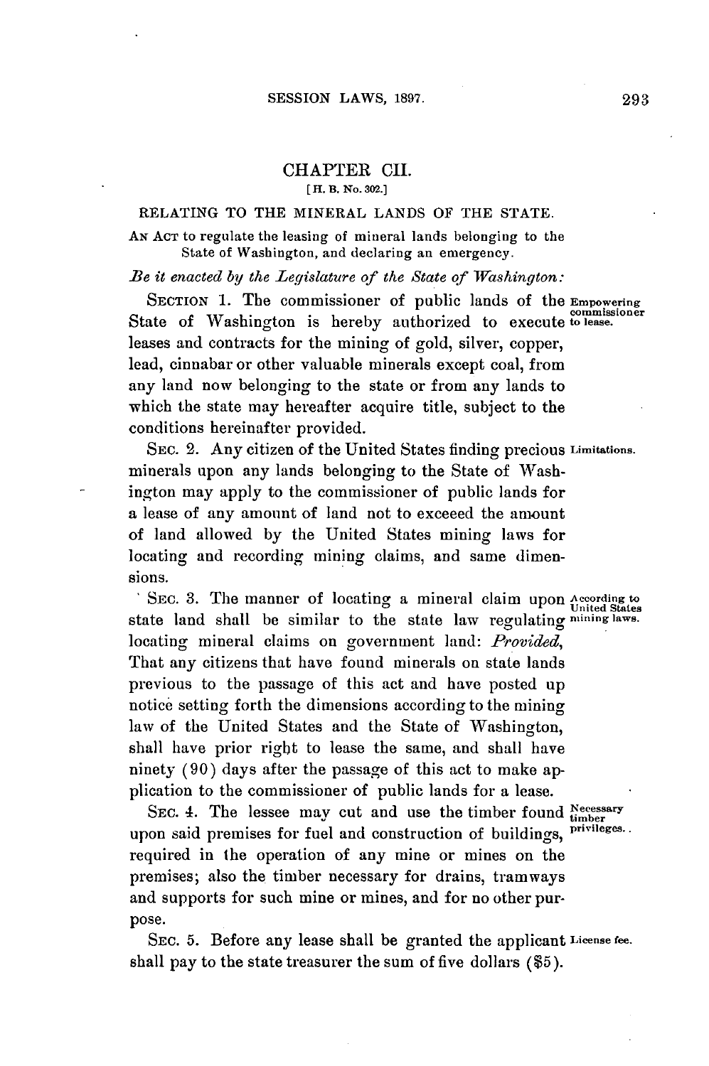# CHAPTER CII.

[H. B. No. 302.]

## RELATING TO THE MINERAL LANDS OF THE STATE.

AN ACT to regulate the leasing of mineral lands belonging to the State of Washington, and declaring an emergency.

*Be it enacted by the Legislature of the State of Washington:*

SECTION 1. The commissioner of public lands of the State of Washington is hereby authorized to execute leases and contracts for the mining of gold, silver, copper, lead, cinnabar or other valuable minerals except coal, from any land now belonging to the state or from any lands to which the state may hereafter acquire title, subject to the conditions hereinafter provided.

*Empowering commissioner to lease.*

SEC. 2. Any citizen of the United States finding precious minerals upon any lands belonging to the State of Washington may apply to the commissioner of public lands for a lease of any amount of land not to exceeed the amount of land allowed by the United States mining laws for locating and recording mining claims, and same dimensions.

*Limitations.*

SEC. 3. The manner of locating a mineral claim upon state land shall be similar to the state law regulating locating mineral claims on government land: *Provided*, That any citizens that have found minerals on state lands previous to the passage of this act and have posted up notice setting forth the dimensions according to the mining law of the United States and the State of Washington, shall have prior right to lease the same, and shall have ninety (90) days after the passage of this act to make application to the commissioner of public lands for a lease.

*According to United States mining laws.*

SEC. 4. The lessee may cut and use the timber found upon said premises for fuel and construction of buildings, required in the operation of any mine or mines on the premises; also the timber necessary for drains, tramways and supports for such mine or mines, and for no other purpose.

*Necessary timber privileges.*

SEC. 5. Before any lease shall be granted the applicant shall pay to the state treasurer the sum of five dollars ($5).

*License fee.*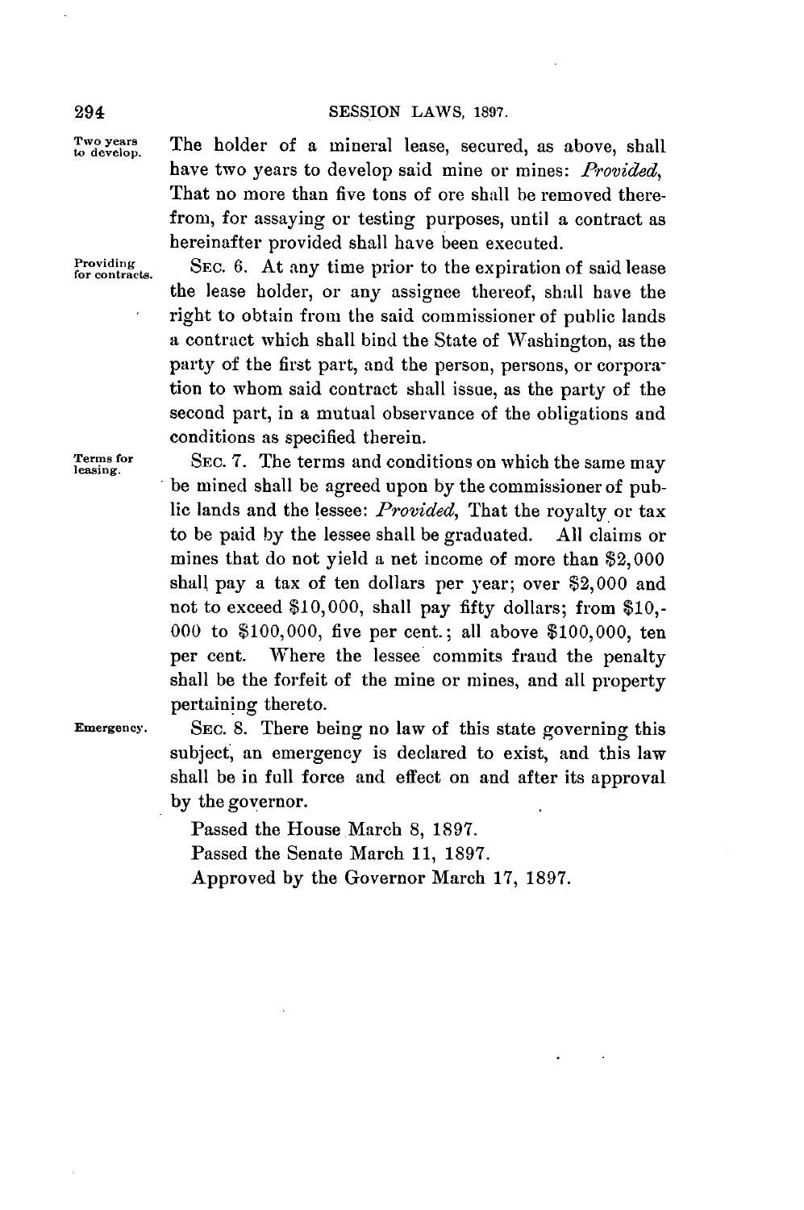**Two years to develop.** The holder of a mineral lease, secured, as above, shall have two years to develop said mine or mines: *Provided*, That no more than five tons of ore shall be removed therefrom, for assaying or testing purposes, until a contract as hereinafter provided shall have been executed.

**Providing for contracts.** SEC. 6. At any time prior to the expiration of said lease the lease holder, or any assignee thereof, shall have the right to obtain from the said commissioner of public lands a contract which shall bind the State of Washington, as the party of the first part, and the person, persons, or corporation to whom said contract shall issue, as the party of the second part, in a mutual observance of the obligations and conditions as specified therein.

**Terms for leasing.** SEC. 7. The terms and conditions on which the same may be mined shall be agreed upon by the commissioner of public lands and the lessee: *Provided*, That the royalty or tax to be paid by the lessee shall be graduated. All claims or mines that do not yield a net income of more than $2,000 shall pay a tax of ten dollars per year; over $2,000 and not to exceed $10,000, shall pay fifty dollars; from $10,000 to $100,000, five per cent.; all above $100,000, ten per cent. Where the lessee commits fraud the penalty shall be the forfeit of the mine or mines, and all property pertaining thereto.

**Emergency.** SEC. 8. There being no law of this state governing this subject, an emergency is declared to exist, and this law shall be in full force and effect on and after its approval by the governor.

Passed the House March 8, 1897.

Passed the Senate March 11, 1897.

Approved by the Governor March 17, 1897.